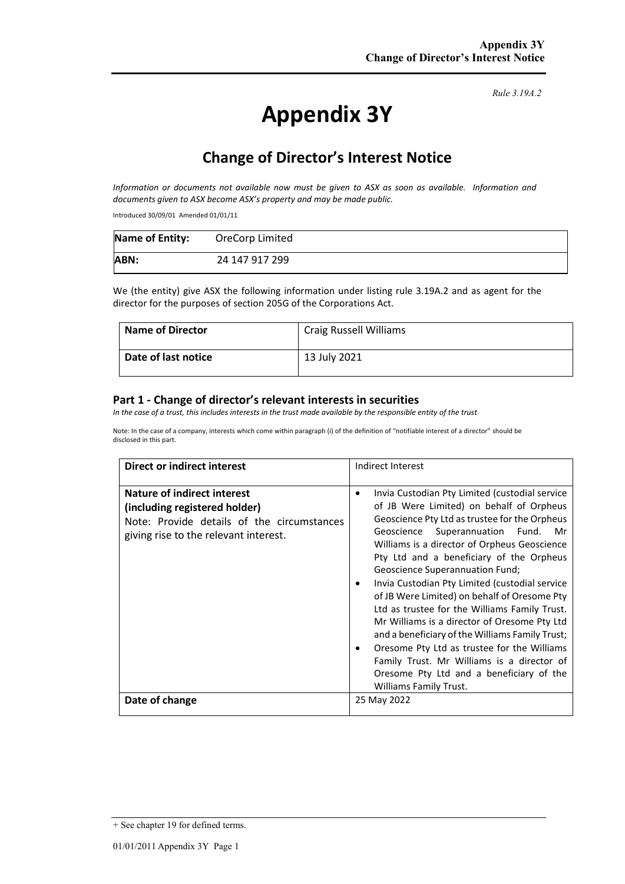*Rule 3.19A.2*

# Appendix 3Y

## Change of Director's Interest Notice

*Information or documents not available now must be given to ASX as soon as available. Information and documents given to ASX become ASX's property and may be made public.*

Introduced 30/09/01 Amended 01/01/11

| **Name of Entity:** | OreCorp Limited |
|---|---|
| **ABN:** | 24 147 917 299 |

We (the entity) give ASX the following information under listing rule 3.19A.2 and as agent for the director for the purposes of section 205G of the Corporations Act.

| **Name of Director** | Craig Russell Williams |
|---|---|
| **Date of last notice** | 13 July 2021 |

### Part 1 - Change of director's relevant interests in securities

*In the case of a trust, this includes interests in the trust made available by the responsible entity of the trust*

Note: In the case of a company, interests which come within paragraph (i) of the definition of "notifiable interest of a director" should be disclosed in this part.

| **Direct or indirect interest** | Indirect Interest |
|---|---|
| **Nature of indirect interest (including registered holder)**<br>Note: Provide details of the circumstances giving rise to the relevant interest. | • Invia Custodian Pty Limited (custodial service of JB Were Limited) on behalf of Orpheus Geoscience Pty Ltd as trustee for the Orpheus Geoscience Superannuation Fund. Mr Williams is a director of Orpheus Geoscience Pty Ltd and a beneficiary of the Orpheus Geoscience Superannuation Fund;<br>• Invia Custodian Pty Limited (custodial service of JB Were Limited) on behalf of Oresome Pty Ltd as trustee for the Williams Family Trust. Mr Williams is a director of Oresome Pty Ltd and a beneficiary of the Williams Family Trust;<br>• Oresome Pty Ltd as trustee for the Williams Family Trust. Mr Williams is a director of Oresome Pty Ltd and a beneficiary of the Williams Family Trust. |
| **Date of change** | 25 May 2022 |

+ See chapter 19 for defined terms.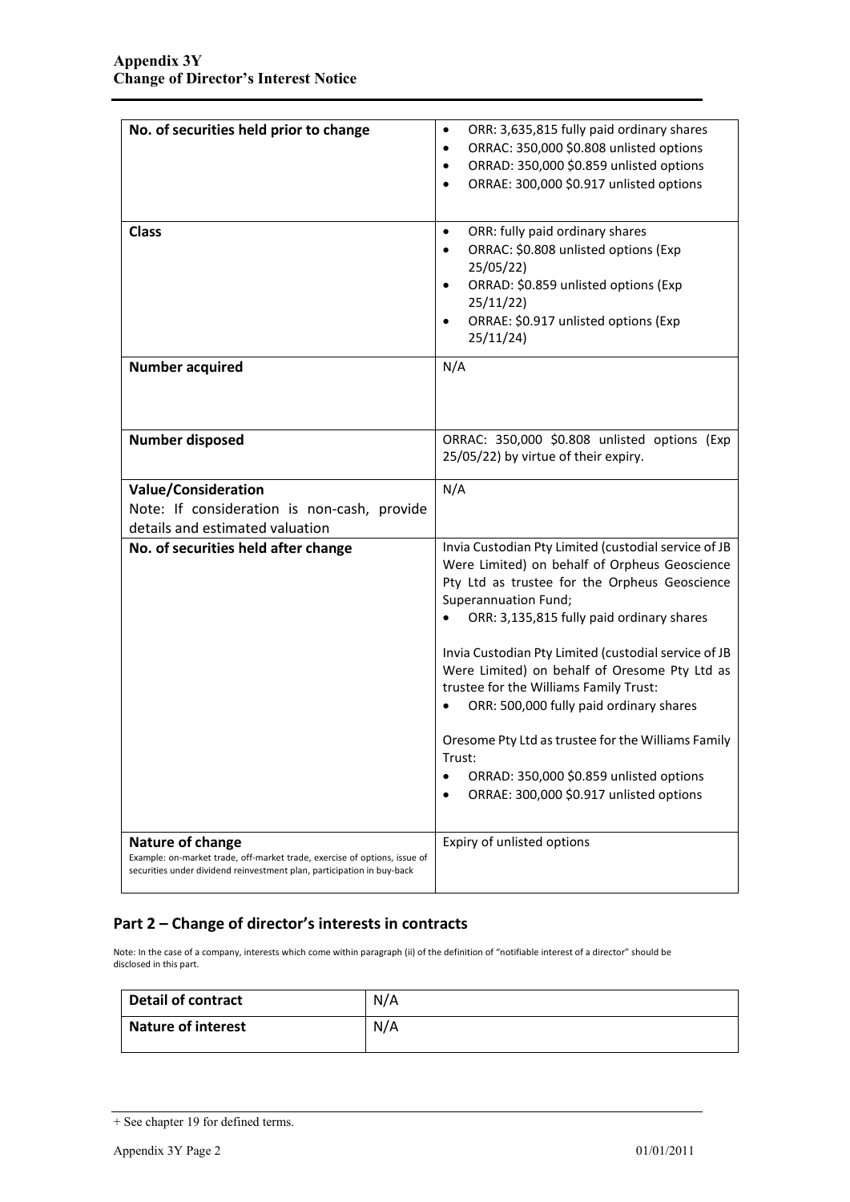| No. of securities held prior to change | • ORR: 3,635,815 fully paid ordinary shares<br>• ORRAC: 350,000 $0.808 unlisted options<br>• ORRAD: 350,000 $0.859 unlisted options<br>• ORRAE: 300,000 $0.917 unlisted options |
|---|---|
| **Class** | • ORR: fully paid ordinary shares<br>• ORRAC: $0.808 unlisted options (Exp 25/05/22)<br>• ORRAD: $0.859 unlisted options (Exp 25/11/22)<br>• ORRAE: $0.917 unlisted options (Exp 25/11/24) |
| **Number acquired** | N/A |
| **Number disposed** | ORRAC: 350,000 $0.808 unlisted options (Exp 25/05/22) by virtue of their expiry. |
| **Value/Consideration**<br>Note: If consideration is non-cash, provide details and estimated valuation | N/A |
| **No. of securities held after change** | Invia Custodian Pty Limited (custodial service of JB Were Limited) on behalf of Orpheus Geoscience Pty Ltd as trustee for the Orpheus Geoscience Superannuation Fund;<br>• ORR: 3,135,815 fully paid ordinary shares<br><br>Invia Custodian Pty Limited (custodial service of JB Were Limited) on behalf of Oresome Pty Ltd as trustee for the Williams Family Trust:<br>• ORR: 500,000 fully paid ordinary shares<br><br>Oresome Pty Ltd as trustee for the Williams Family Trust:<br>• ORRAD: 350,000 $0.859 unlisted options<br>• ORRAE: 300,000 $0.917 unlisted options |
| **Nature of change**<br>Example: on-market trade, off-market trade, exercise of options, issue of securities under dividend reinvestment plan, participation in buy-back | Expiry of unlisted options |

## Part 2 – Change of director's interests in contracts

Note: In the case of a company, interests which come within paragraph (ii) of the definition of "notifiable interest of a director" should be disclosed in this part.

| Detail of contract | N/A |
|---|---|
| **Nature of interest** | N/A |

+ See chapter 19 for defined terms.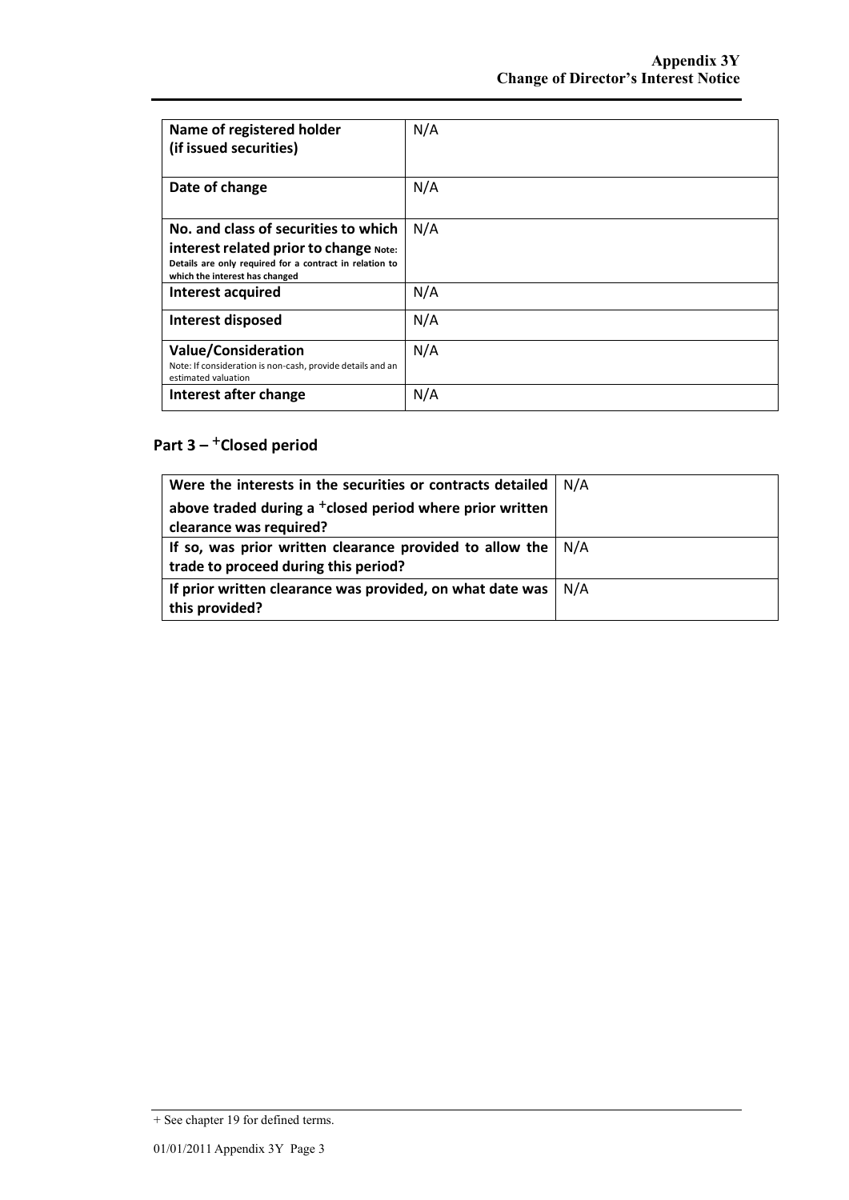| | |
|---|---|
| **Name of registered holder (if issued securities)** | N/A |
| **Date of change** | N/A |
| **No. and class of securities to which interest related prior to change** Note: Details are only required for a contract in relation to which the interest has changed | N/A |
| **Interest acquired** | N/A |
| **Interest disposed** | N/A |
| **Value/Consideration** Note: If consideration is non-cash, provide details and an estimated valuation | N/A |
| **Interest after change** | N/A |

## Part 3 – +Closed period

| | |
|---|---|
| **Were the interests in the securities or contracts detailed above traded during a +closed period where prior written clearance was required?** | N/A |
| **If so, was prior written clearance provided to allow the trade to proceed during this period?** | N/A |
| **If prior written clearance was provided, on what date was this provided?** | N/A |

+ See chapter 19 for defined terms.